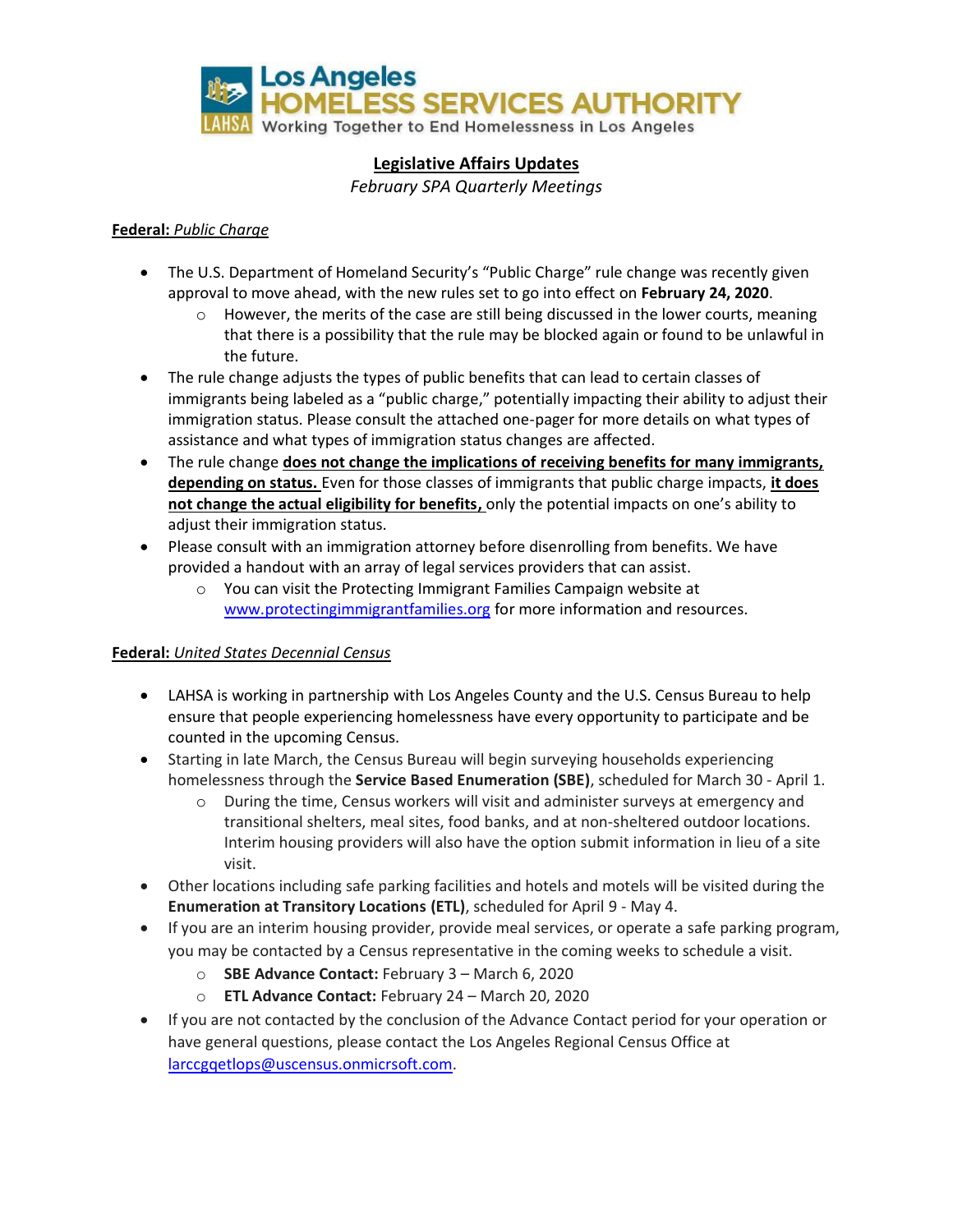Los Angeles HOMELESS SERVICES AUTHORITY

Working Together to End Homelessness in Los Angeles

# Legislative Affairs Updates

*February SPA Quarterly Meetings*

## **Federal:** *Public Charge*

- The U.S. Department of Homeland Security's "Public Charge" rule change was recently given approval to move ahead, with the new rules set to go into effect on **February 24, 2020**.
  - However, the merits of the case are still being discussed in the lower courts, meaning that there is a possibility that the rule may be blocked again or found to be unlawful in the future.
- The rule change adjusts the types of public benefits that can lead to certain classes of immigrants being labeled as a "public charge," potentially impacting their ability to adjust their immigration status. Please consult the attached one-pager for more details on what types of assistance and what types of immigration status changes are affected.
- The rule change **does not change the implications of receiving benefits for many immigrants, depending on status.** Even for those classes of immigrants that public charge impacts, **it does not change the actual eligibility for benefits,** only the potential impacts on one's ability to adjust their immigration status.
- Please consult with an immigration attorney before disenrolling from benefits. We have provided a handout with an array of legal services providers that can assist.
  - You can visit the Protecting Immigrant Families Campaign website at www.protectingimmigrantfamilies.org for more information and resources.

## **Federal:** *United States Decennial Census*

- LAHSA is working in partnership with Los Angeles County and the U.S. Census Bureau to help ensure that people experiencing homelessness have every opportunity to participate and be counted in the upcoming Census.
- Starting in late March, the Census Bureau will begin surveying households experiencing homelessness through the **Service Based Enumeration (SBE)**, scheduled for March 30 - April 1.
  - During the time, Census workers will visit and administer surveys at emergency and transitional shelters, meal sites, food banks, and at non-sheltered outdoor locations. Interim housing providers will also have the option submit information in lieu of a site visit.
- Other locations including safe parking facilities and hotels and motels will be visited during the **Enumeration at Transitory Locations (ETL)**, scheduled for April 9 - May 4.
- If you are an interim housing provider, provide meal services, or operate a safe parking program, you may be contacted by a Census representative in the coming weeks to schedule a visit.
  - **SBE Advance Contact:** February 3 – March 6, 2020
  - **ETL Advance Contact:** February 24 – March 20, 2020
- If you are not contacted by the conclusion of the Advance Contact period for your operation or have general questions, please contact the Los Angeles Regional Census Office at larccgqetlops@uscensus.onmicrsoft.com.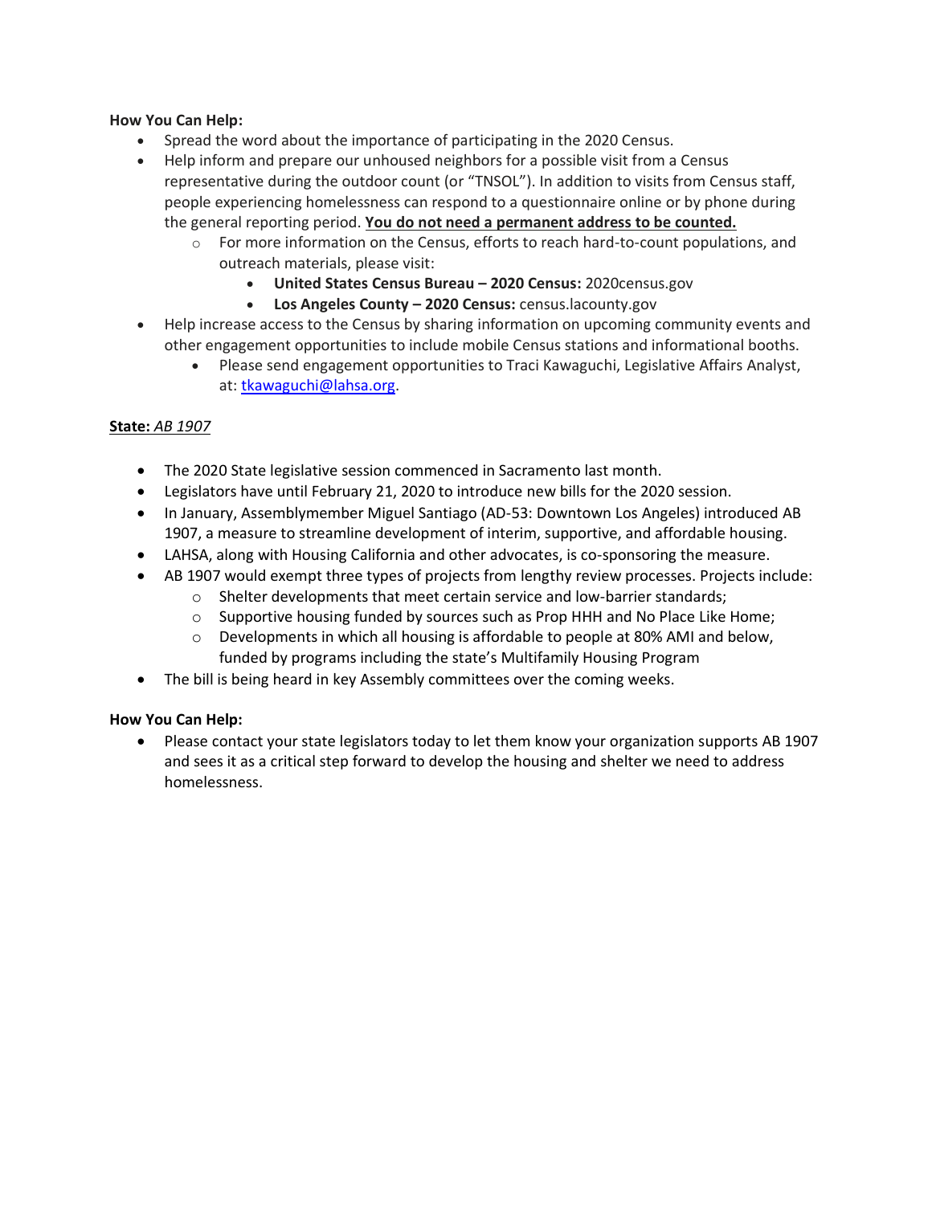**How You Can Help:**

- Spread the word about the importance of participating in the 2020 Census.
- Help inform and prepare our unhoused neighbors for a possible visit from a Census representative during the outdoor count (or "TNSOL"). In addition to visits from Census staff, people experiencing homelessness can respond to a questionnaire online or by phone during the general reporting period. <u>**You do not need a permanent address to be counted.**</u>
    - For more information on the Census, efforts to reach hard-to-count populations, and outreach materials, please visit:
        - **United States Census Bureau – 2020 Census:** 2020census.gov
        - **Los Angeles County – 2020 Census:** census.lacounty.gov
- Help increase access to the Census by sharing information on upcoming community events and other engagement opportunities to include mobile Census stations and informational booths.
    - Please send engagement opportunities to Traci Kawaguchi, Legislative Affairs Analyst, at: [tkawaguchi@lahsa.org](mailto:tkawaguchi@lahsa.org).

<u>**State:** *AB 1907*</u>

- The 2020 State legislative session commenced in Sacramento last month.
- Legislators have until February 21, 2020 to introduce new bills for the 2020 session.
- In January, Assemblymember Miguel Santiago (AD-53: Downtown Los Angeles) introduced AB 1907, a measure to streamline development of interim, supportive, and affordable housing.
- LAHSA, along with Housing California and other advocates, is co-sponsoring the measure.
- AB 1907 would exempt three types of projects from lengthy review processes. Projects include:
    - Shelter developments that meet certain service and low-barrier standards;
    - Supportive housing funded by sources such as Prop HHH and No Place Like Home;
    - Developments in which all housing is affordable to people at 80% AMI and below, funded by programs including the state's Multifamily Housing Program
- The bill is being heard in key Assembly committees over the coming weeks.

**How You Can Help:**

- Please contact your state legislators today to let them know your organization supports AB 1907 and sees it as a critical step forward to develop the housing and shelter we need to address homelessness.